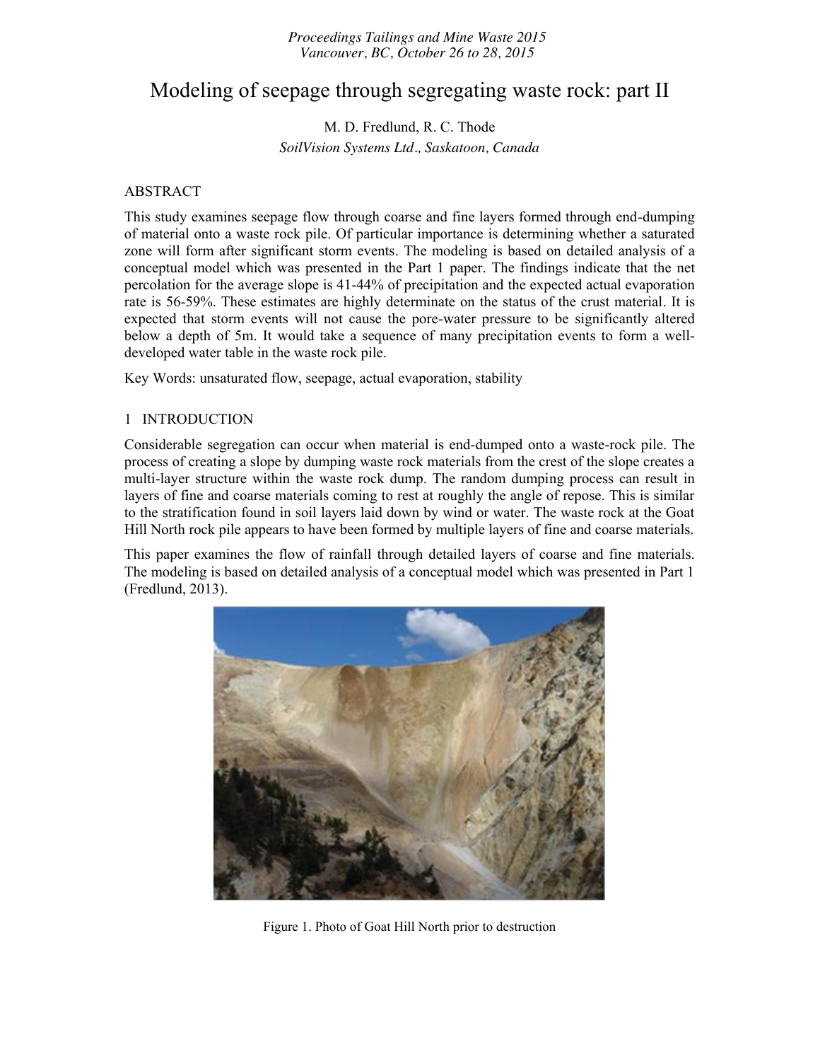*Proceedings Tailings and Mine Waste 2015*
*Vancouver, BC, October 26 to 28, 2015*

# Modeling of seepage through segregating waste rock: part II

M. D. Fredlund, R. C. Thode
*SoilVision Systems Ltd., Saskatoon, Canada*

## ABSTRACT

This study examines seepage flow through coarse and fine layers formed through end-dumping of material onto a waste rock pile. Of particular importance is determining whether a saturated zone will form after significant storm events. The modeling is based on detailed analysis of a conceptual model which was presented in the Part 1 paper. The findings indicate that the net percolation for the average slope is 41-44% of precipitation and the expected actual evaporation rate is 56-59%. These estimates are highly determinate on the status of the crust material. It is expected that storm events will not cause the pore-water pressure to be significantly altered below a depth of 5m. It would take a sequence of many precipitation events to form a well-developed water table in the waste rock pile.

Key Words: unsaturated flow, seepage, actual evaporation, stability

## 1 INTRODUCTION

Considerable segregation can occur when material is end-dumped onto a waste-rock pile. The process of creating a slope by dumping waste rock materials from the crest of the slope creates a multi-layer structure within the waste rock dump. The random dumping process can result in layers of fine and coarse materials coming to rest at roughly the angle of repose. This is similar to the stratification found in soil layers laid down by wind or water. The waste rock at the Goat Hill North rock pile appears to have been formed by multiple layers of fine and coarse materials.

This paper examines the flow of rainfall through detailed layers of coarse and fine materials. The modeling is based on detailed analysis of a conceptual model which was presented in Part 1 (Fredlund, 2013).

Figure 1. Photo of Goat Hill North prior to destruction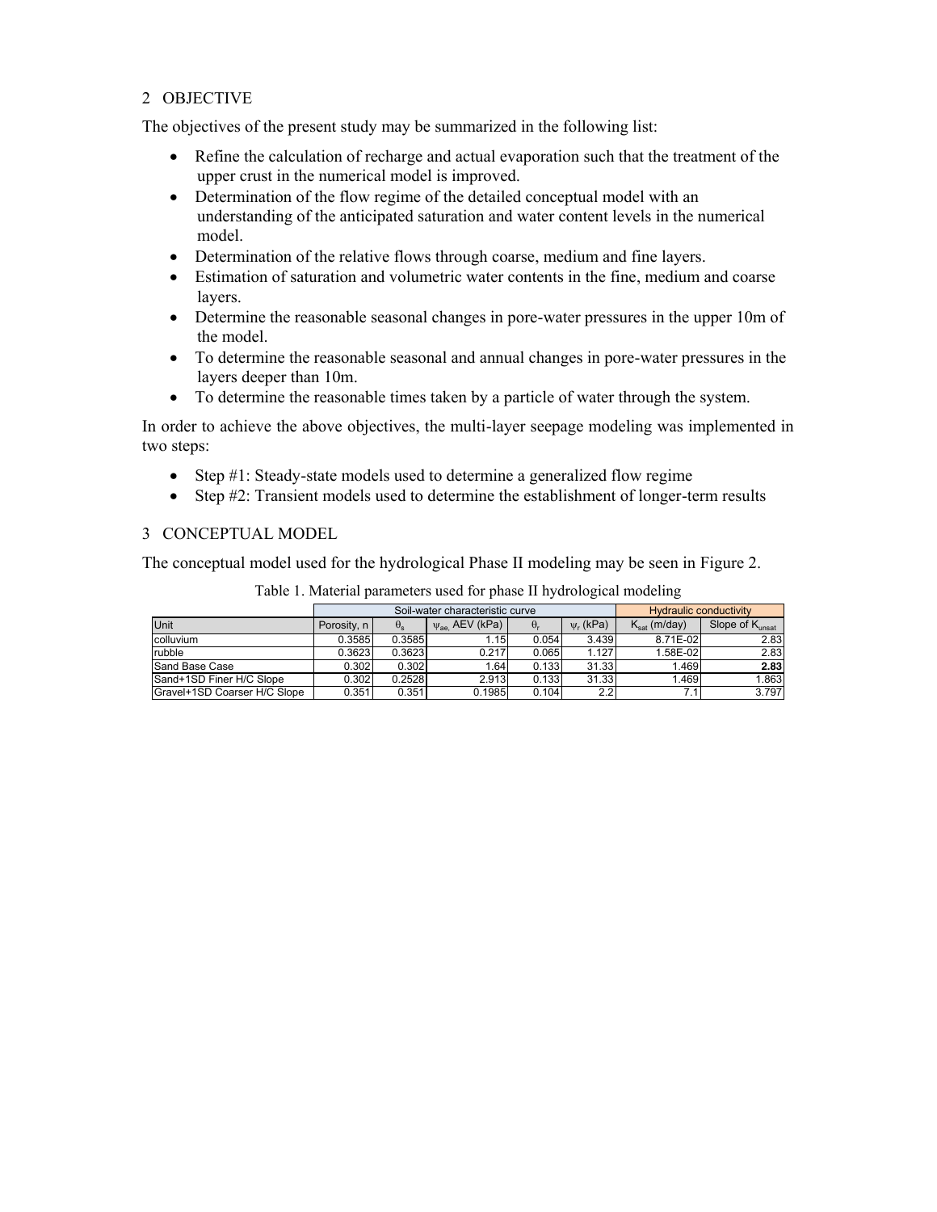## 2 OBJECTIVE

The objectives of the present study may be summarized in the following list:

- Refine the calculation of recharge and actual evaporation such that the treatment of the upper crust in the numerical model is improved.
- Determination of the flow regime of the detailed conceptual model with an understanding of the anticipated saturation and water content levels in the numerical model.
- Determination of the relative flows through coarse, medium and fine layers.
- Estimation of saturation and volumetric water contents in the fine, medium and coarse layers.
- Determine the reasonable seasonal changes in pore-water pressures in the upper 10m of the model.
- To determine the reasonable seasonal and annual changes in pore-water pressures in the layers deeper than 10m.
- To determine the reasonable times taken by a particle of water through the system.

In order to achieve the above objectives, the multi-layer seepage modeling was implemented in two steps:

- Step #1: Steady-state models used to determine a generalized flow regime
- Step #2: Transient models used to determine the establishment of longer-term results

## 3 CONCEPTUAL MODEL

The conceptual model used for the hydrological Phase II modeling may be seen in Figure 2.

Table 1. Material parameters used for phase II hydrological modeling

| | Soil-water characteristic curve | | | | | Hydraulic conductivity | |
|---|---|---|---|---|---|---|---|
| Unit | Porosity, n | $\theta_s$ | $\psi_{ae,}$ AEV (kPa) | $\theta_r$ | $\psi_r$ (kPa) | $K_{sat}$ (m/day) | Slope of $K_{unsat}$ |
| colluvium | 0.3585 | 0.3585 | 1.15 | 0.054 | 3.439 | 8.71E-02 | 2.83 |
| rubble | 0.3623 | 0.3623 | 0.217 | 0.065 | 1.127 | 1.58E-02 | 2.83 |
| Sand Base Case | 0.302 | 0.302 | 1.64 | 0.133 | 31.33 | 1.469 | **2.83** |
| Sand+1SD Finer H/C Slope | 0.302 | 0.2528 | 2.913 | 0.133 | 31.33 | 1.469 | 1.863 |
| Gravel+1SD Coarser H/C Slope | 0.351 | 0.351 | 0.1985 | 0.104 | 2.2 | 7.1 | 3.797 |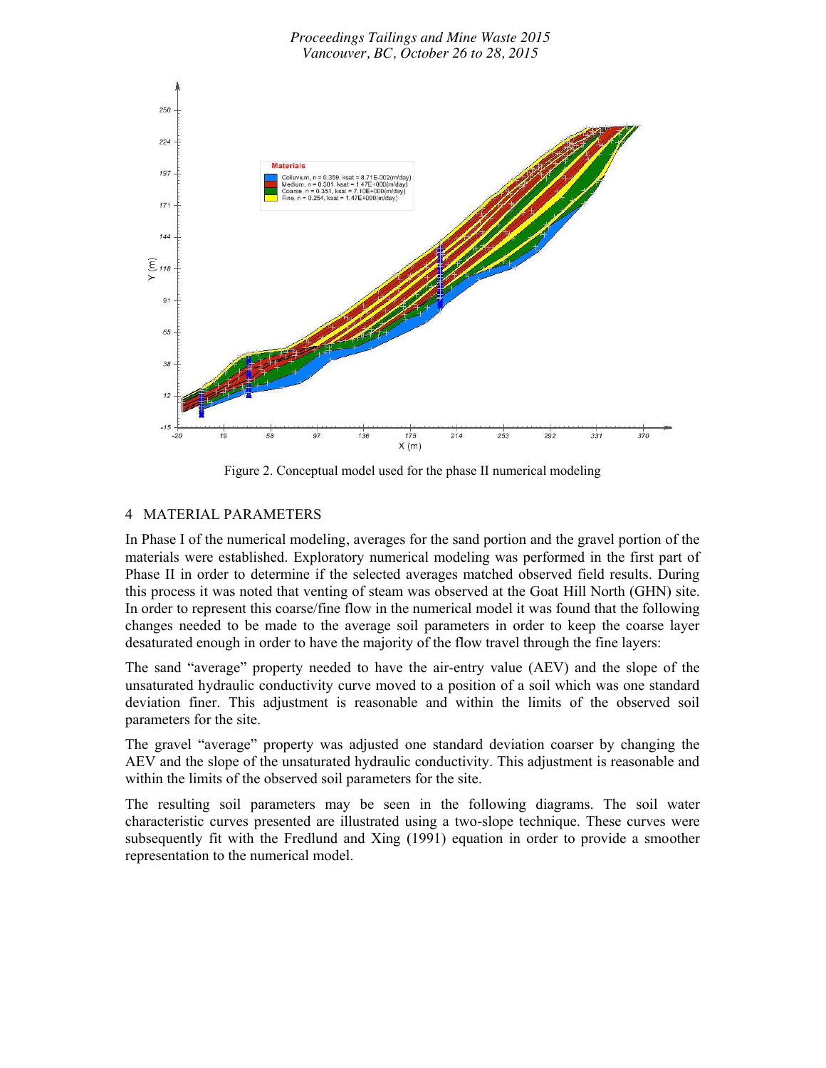Figure 2. Conceptual model used for the phase II numerical modeling

## 4 MATERIAL PARAMETERS

In Phase I of the numerical modeling, averages for the sand portion and the gravel portion of the materials were established. Exploratory numerical modeling was performed in the first part of Phase II in order to determine if the selected averages matched observed field results. During this process it was noted that venting of steam was observed at the Goat Hill North (GHN) site. In order to represent this coarse/fine flow in the numerical model it was found that the following changes needed to be made to the average soil parameters in order to keep the coarse layer desaturated enough in order to have the majority of the flow travel through the fine layers:

The sand "average" property needed to have the air-entry value (AEV) and the slope of the unsaturated hydraulic conductivity curve moved to a position of a soil which was one standard deviation finer. This adjustment is reasonable and within the limits of the observed soil parameters for the site.

The gravel "average" property was adjusted one standard deviation coarser by changing the AEV and the slope of the unsaturated hydraulic conductivity. This adjustment is reasonable and within the limits of the observed soil parameters for the site.

The resulting soil parameters may be seen in the following diagrams. The soil water characteristic curves presented are illustrated using a two-slope technique. These curves were subsequently fit with the Fredlund and Xing (1991) equation in order to provide a smoother representation to the numerical model.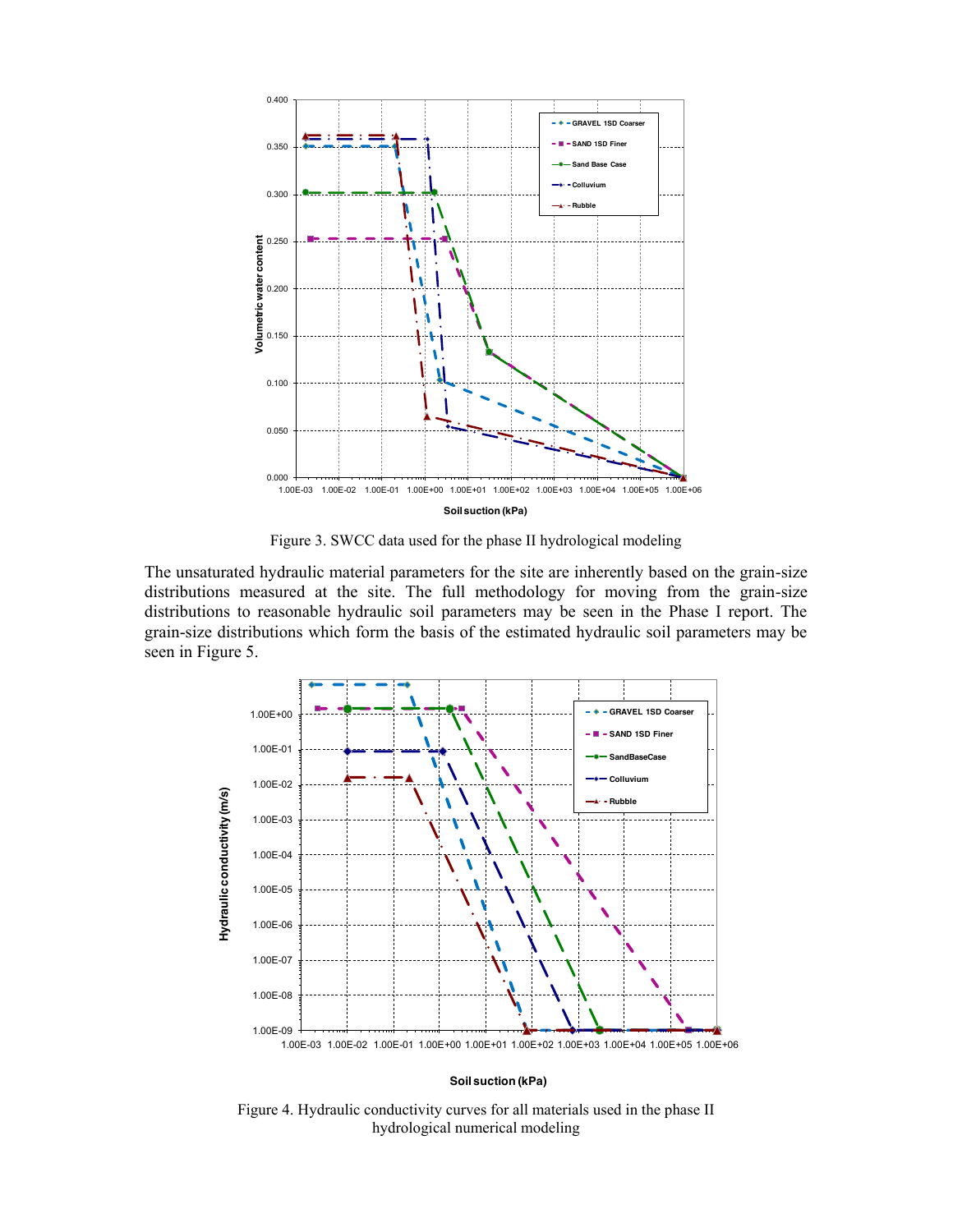Figure 3. SWCC data used for the phase II hydrological modeling

The unsaturated hydraulic material parameters for the site are inherently based on the grain-size distributions measured at the site. The full methodology for moving from the grain-size distributions to reasonable hydraulic soil parameters may be seen in the Phase I report. The grain-size distributions which form the basis of the estimated hydraulic soil parameters may be seen in Figure 5.

Figure 4. Hydraulic conductivity curves for all materials used in the phase II hydrological numerical modeling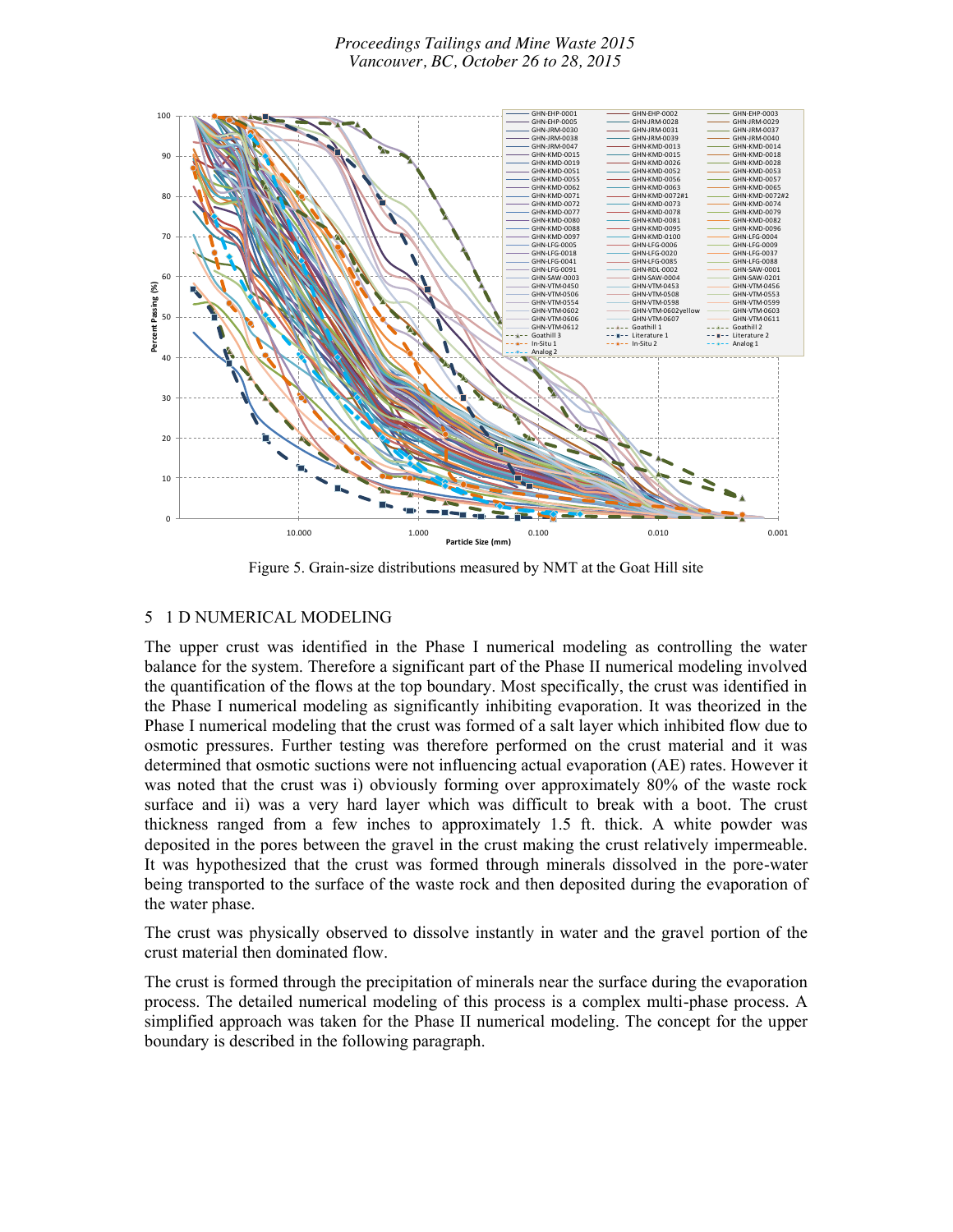Figure 5. Grain-size distributions measured by NMT at the Goat Hill site

## 5 1 D NUMERICAL MODELING

The upper crust was identified in the Phase I numerical modeling as controlling the water balance for the system. Therefore a significant part of the Phase II numerical modeling involved the quantification of the flows at the top boundary. Most specifically, the crust was identified in the Phase I numerical modeling as significantly inhibiting evaporation. It was theorized in the Phase I numerical modeling that the crust was formed of a salt layer which inhibited flow due to osmotic pressures. Further testing was therefore performed on the crust material and it was determined that osmotic suctions were not influencing actual evaporation (AE) rates. However it was noted that the crust was i) obviously forming over approximately 80% of the waste rock surface and ii) was a very hard layer which was difficult to break with a boot. The crust thickness ranged from a few inches to approximately 1.5 ft. thick. A white powder was deposited in the pores between the gravel in the crust making the crust relatively impermeable. It was hypothesized that the crust was formed through minerals dissolved in the pore-water being transported to the surface of the waste rock and then deposited during the evaporation of the water phase.

The crust was physically observed to dissolve instantly in water and the gravel portion of the crust material then dominated flow.

The crust is formed through the precipitation of minerals near the surface during the evaporation process. The detailed numerical modeling of this process is a complex multi-phase process. A simplified approach was taken for the Phase II numerical modeling. The concept for the upper boundary is described in the following paragraph.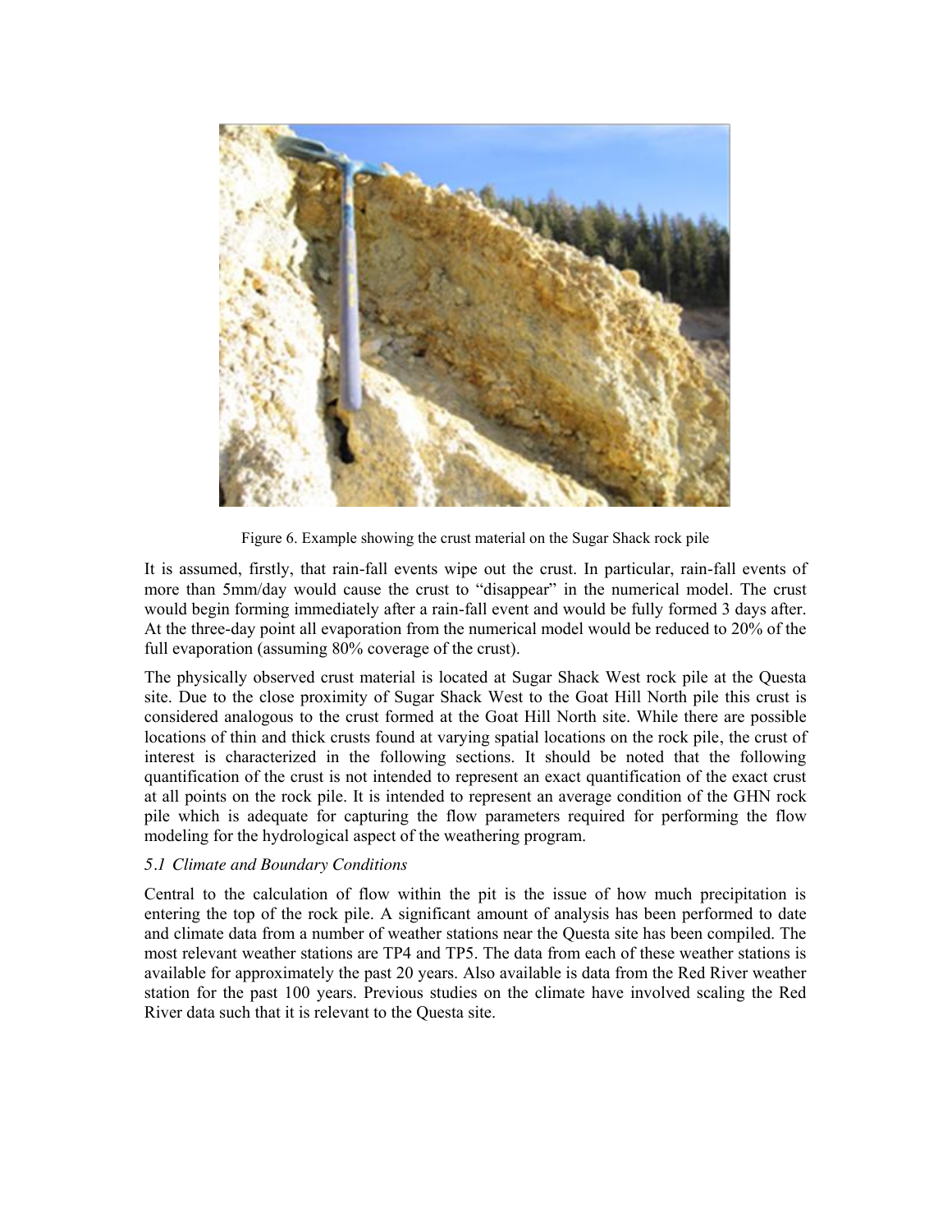Figure 6. Example showing the crust material on the Sugar Shack rock pile

It is assumed, firstly, that rain-fall events wipe out the crust. In particular, rain-fall events of more than 5mm/day would cause the crust to "disappear" in the numerical model. The crust would begin forming immediately after a rain-fall event and would be fully formed 3 days after. At the three-day point all evaporation from the numerical model would be reduced to 20% of the full evaporation (assuming 80% coverage of the crust).

The physically observed crust material is located at Sugar Shack West rock pile at the Questa site. Due to the close proximity of Sugar Shack West to the Goat Hill North pile this crust is considered analogous to the crust formed at the Goat Hill North site. While there are possible locations of thin and thick crusts found at varying spatial locations on the rock pile, the crust of interest is characterized in the following sections. It should be noted that the following quantification of the crust is not intended to represent an exact quantification of the exact crust at all points on the rock pile. It is intended to represent an average condition of the GHN rock pile which is adequate for capturing the flow parameters required for performing the flow modeling for the hydrological aspect of the weathering program.

### *5.1 Climate and Boundary Conditions*

Central to the calculation of flow within the pit is the issue of how much precipitation is entering the top of the rock pile. A significant amount of analysis has been performed to date and climate data from a number of weather stations near the Questa site has been compiled. The most relevant weather stations are TP4 and TP5. The data from each of these weather stations is available for approximately the past 20 years. Also available is data from the Red River weather station for the past 100 years. Previous studies on the climate have involved scaling the Red River data such that it is relevant to the Questa site.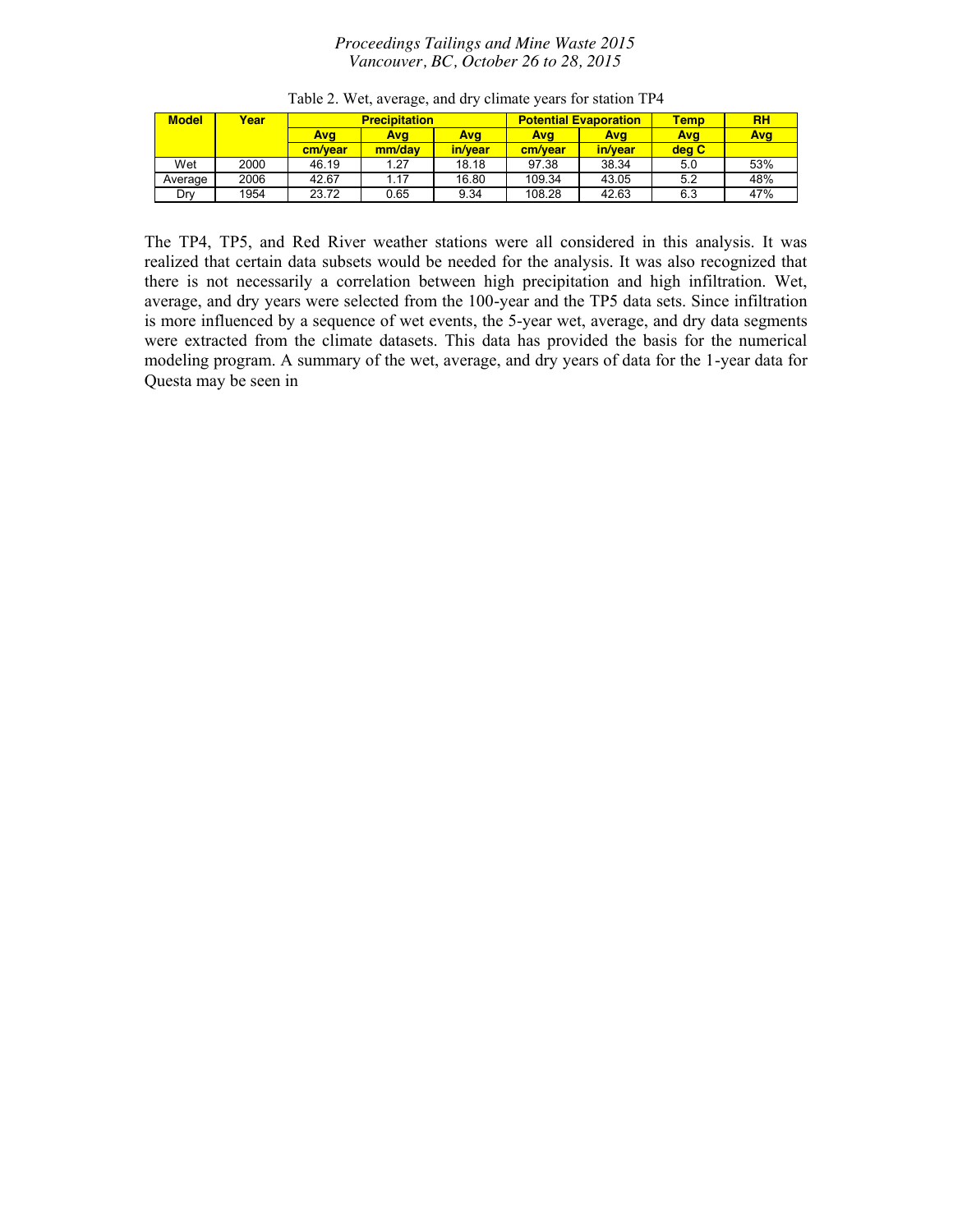Table 2. Wet, average, and dry climate years for station TP4

| Model | Year | Precipitation | | | Potential Evaporation | | Temp | RH |
|---|---|---|---|---|---|---|---|---|
| | | Avg | Avg | Avg | Avg | Avg | Avg | Avg |
| | | cm/year | mm/day | in/year | cm/year | in/year | deg C | |
| Wet | 2000 | 46.19 | 1.27 | 18.18 | 97.38 | 38.34 | 5.0 | 53% |
| Average | 2006 | 42.67 | 1.17 | 16.80 | 109.34 | 43.05 | 5.2 | 48% |
| Dry | 1954 | 23.72 | 0.65 | 9.34 | 108.28 | 42.63 | 6.3 | 47% |

The TP4, TP5, and Red River weather stations were all considered in this analysis. It was realized that certain data subsets would be needed for the analysis. It was also recognized that there is not necessarily a correlation between high precipitation and high infiltration. Wet, average, and dry years were selected from the 100-year and the TP5 data sets. Since infiltration is more influenced by a sequence of wet events, the 5-year wet, average, and dry data segments were extracted from the climate datasets. This data has provided the basis for the numerical modeling program. A summary of the wet, average, and dry years of data for the 1-year data for Questa may be seen in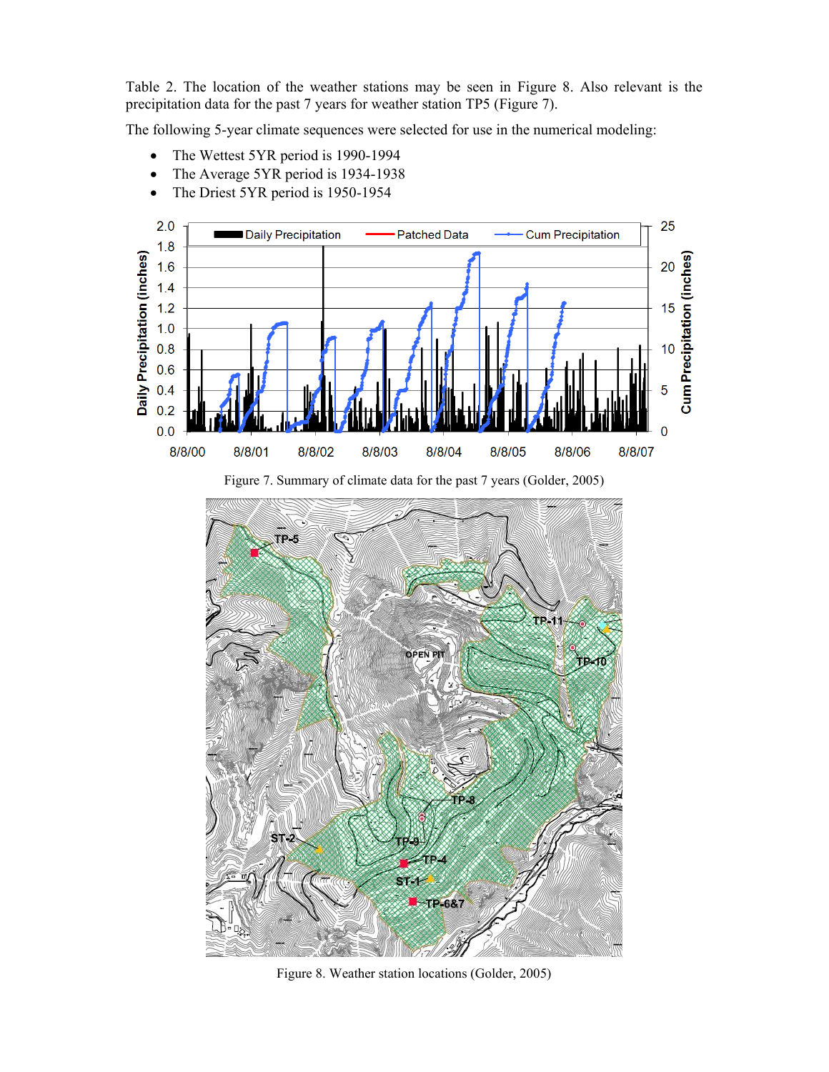Table 2. The location of the weather stations may be seen in Figure 8. Also relevant is the precipitation data for the past 7 years for weather station TP5 (Figure 7).

The following 5-year climate sequences were selected for use in the numerical modeling:

- The Wettest 5YR period is 1990-1994
- The Average 5YR period is 1934-1938
- The Driest 5YR period is 1950-1954

Figure 7. Summary of climate data for the past 7 years (Golder, 2005)

Figure 8. Weather station locations (Golder, 2005)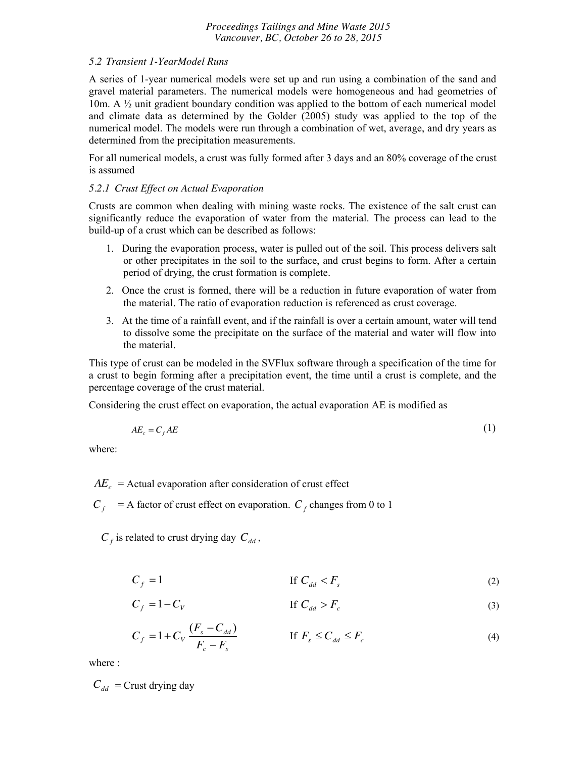### 5.2 Transient 1-YearModel Runs

A series of 1-year numerical models were set up and run using a combination of the sand and gravel material parameters. The numerical models were homogeneous and had geometries of 10m. A ½ unit gradient boundary condition was applied to the bottom of each numerical model and climate data as determined by the Golder (2005) study was applied to the top of the numerical model. The models were run through a combination of wet, average, and dry years as determined from the precipitation measurements.

For all numerical models, a crust was fully formed after 3 days and an 80% coverage of the crust is assumed

#### 5.2.1 Crust Effect on Actual Evaporation

Crusts are common when dealing with mining waste rocks. The existence of the salt crust can significantly reduce the evaporation of water from the material. The process can lead to the build-up of a crust which can be described as follows:

1. During the evaporation process, water is pulled out of the soil. This process delivers salt or other precipitates in the soil to the surface, and crust begins to form. After a certain period of drying, the crust formation is complete.
2. Once the crust is formed, there will be a reduction in future evaporation of water from the material. The ratio of evaporation reduction is referenced as crust coverage.
3. At the time of a rainfall event, and if the rainfall is over a certain amount, water will tend to dissolve some the precipitate on the surface of the material and water will flow into the material.

This type of crust can be modeled in the SVFlux software through a specification of the time for a crust to begin forming after a precipitation event, the time until a crust is complete, and the percentage coverage of the crust material.

Considering the crust effect on evaporation, the actual evaporation AE is modified as

$$AE_c = C_f AE \tag{1}$$

where:

$AE_c$ = Actual evaporation after consideration of crust effect

$C_f$ = A factor of crust effect on evaporation. $C_f$ changes from 0 to 1

$C_f$ is related to crust drying day $C_{dd}$,

$$C_f = 1 \qquad \text{If } C_{dd} < F_s \tag{2}$$

$$C_f = 1 - C_V \qquad \text{If } C_{dd} > F_c \tag{3}$$

$$C_f = 1 + C_V \frac{(F_s - C_{dd})}{F_c - F_s} \qquad \text{If } F_s \leq C_{dd} \leq F_c \tag{4}$$

where :

$C_{dd}$ = Crust drying day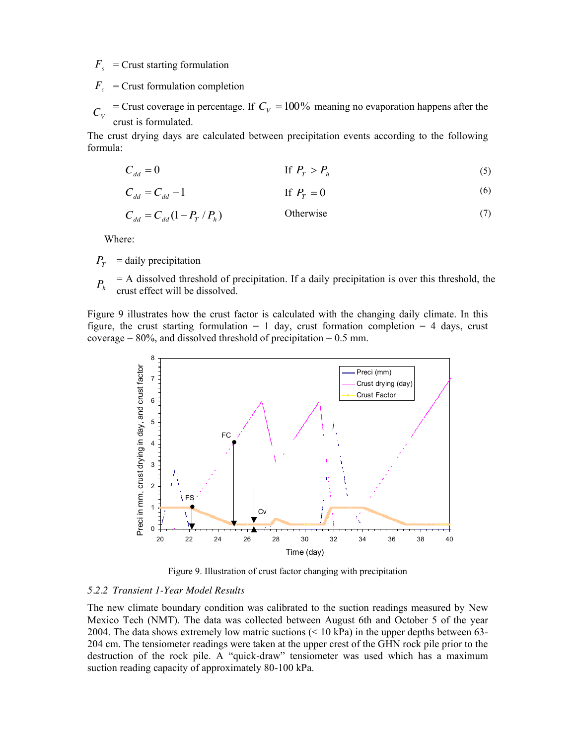$F_s$ = Crust starting formulation

$F_c$ = Crust formulation completion

$C_V$ = Crust coverage in percentage. If $C_V = 100\%$ meaning no evaporation happens after the crust is formulated.

The crust drying days are calculated between precipitation events according to the following formula:

$$C_{dd} = 0 \qquad \text{If } P_T > P_h \tag{5}$$

$$C_{dd} = C_{dd} - 1 \qquad \text{If } P_T = 0 \tag{6}$$

$$C_{dd} = C_{dd}(1 - P_T / P_h) \qquad \text{Otherwise} \tag{7}$$

Where:

$P_T$ = daily precipitation

$P_h$ = A dissolved threshold of precipitation. If a daily precipitation is over this threshold, the crust effect will be dissolved.

Figure 9 illustrates how the crust factor is calculated with the changing daily climate. In this figure, the crust starting formulation = 1 day, crust formation completion = 4 days, crust coverage = 80%, and dissolved threshold of precipitation = 0.5 mm.

Figure 9. Illustration of crust factor changing with precipitation

### *5.2.2 Transient 1-Year Model Results*

The new climate boundary condition was calibrated to the suction readings measured by New Mexico Tech (NMT). The data was collected between August 6th and October 5 of the year 2004. The data shows extremely low matric suctions (< 10 kPa) in the upper depths between 63-204 cm. The tensiometer readings were taken at the upper crest of the GHN rock pile prior to the destruction of the rock pile. A "quick-draw" tensiometer was used which has a maximum suction reading capacity of approximately 80-100 kPa.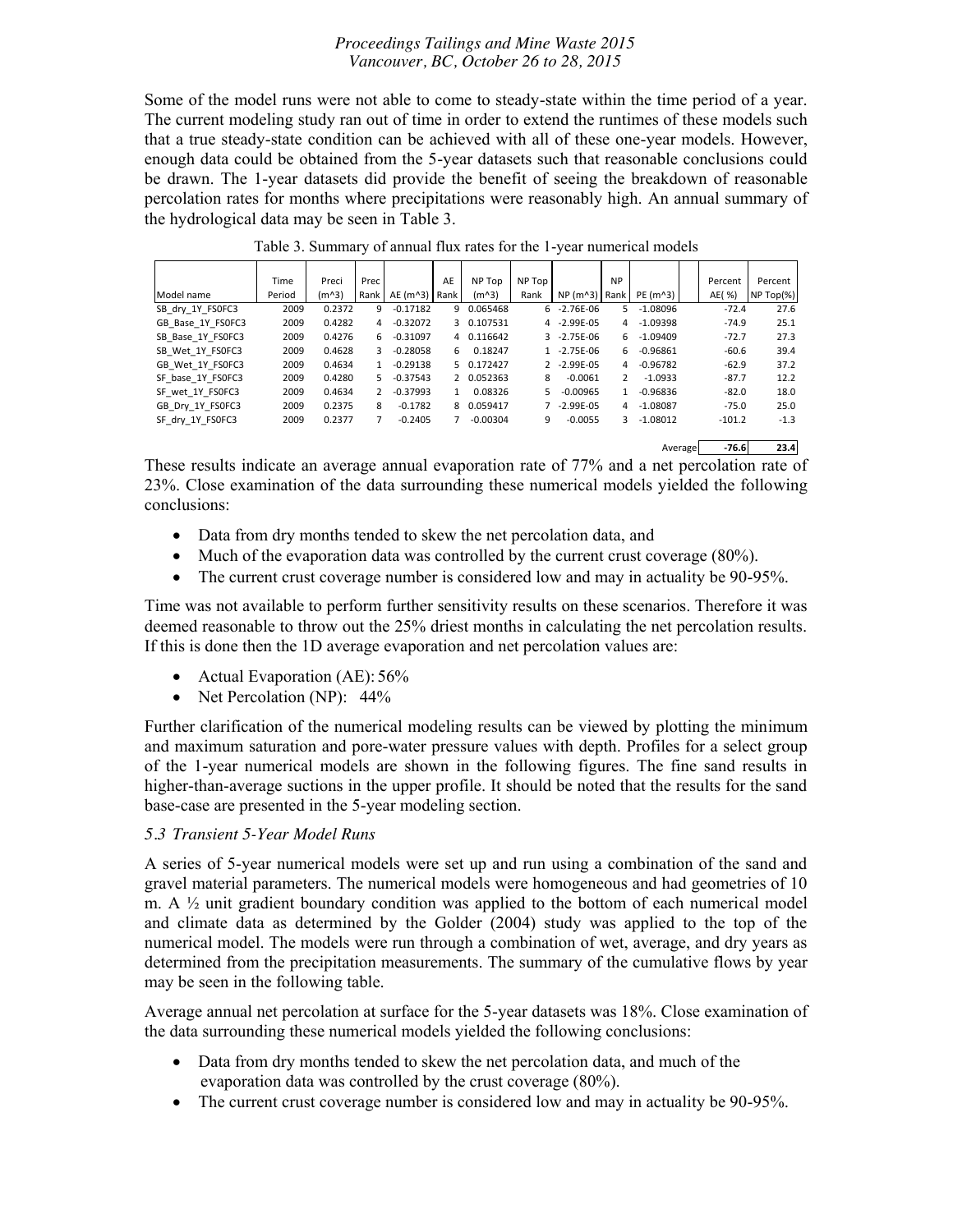Some of the model runs were not able to come to steady-state within the time period of a year. The current modeling study ran out of time in order to extend the runtimes of these models such that a true steady-state condition can be achieved with all of these one-year models. However, enough data could be obtained from the 5-year datasets such that reasonable conclusions could be drawn. The 1-year datasets did provide the benefit of seeing the breakdown of reasonable percolation rates for months where precipitations were reasonably high. An annual summary of the hydrological data may be seen in Table 3.

Table 3. Summary of annual flux rates for the 1-year numerical models

| Model name | Time Period | Preci (m^3) | Prec Rank | AE (m^3) | AE Rank | NP Top (m^3) | NP Top Rank | NP (m^3) | NP Rank | PE (m^3) | | Percent AE( %) | Percent NP Top(%) |
|---|---|---|---|---|---|---|---|---|---|---|---|---|---|
| SB_dry_1Y_FS0FC3 | 2009 | 0.2372 | 9 | -0.17182 | 9 | 0.065468 | 6 | -2.76E-06 | 5 | -1.08096 | | -72.4 | 27.6 |
| GB_Base_1Y_FS0FC3 | 2009 | 0.4282 | 4 | -0.32072 | 3 | 0.107531 | 4 | -2.99E-05 | 4 | -1.09398 | | -74.9 | 25.1 |
| SB_Base_1Y_FS0FC3 | 2009 | 0.4276 | 6 | -0.31097 | 4 | 0.116642 | 3 | -2.75E-06 | 6 | -1.09409 | | -72.7 | 27.3 |
| SB_Wet_1Y_FS0FC3 | 2009 | 0.4628 | 3 | -0.28058 | 6 | 0.18247 | 1 | -2.75E-06 | 6 | -0.96861 | | -60.6 | 39.4 |
| GB_Wet_1Y_FS0FC3 | 2009 | 0.4634 | 1 | -0.29138 | 5 | 0.172427 | 2 | -2.99E-05 | 4 | -0.96782 | | -62.9 | 37.2 |
| SF_base_1Y_FS0FC3 | 2009 | 0.4280 | 5 | -0.37543 | 2 | 0.052363 | 8 | -0.0061 | 2 | -1.0933 | | -87.7 | 12.2 |
| SF_wet_1Y_FS0FC3 | 2009 | 0.4634 | 2 | -0.37993 | 1 | 0.08326 | 5 | -0.00965 | 1 | -0.96836 | | -82.0 | 18.0 |
| GB_Dry_1Y_FS0FC3 | 2009 | 0.2375 | 8 | -0.1782 | 8 | 0.059417 | 7 | -2.99E-05 | 4 | -1.08087 | | -75.0 | 25.0 |
| SF_dry_1Y_FS0FC3 | 2009 | 0.2377 | 7 | -0.2405 | 7 | -0.00304 | 9 | -0.0055 | 3 | -1.08012 | | -101.2 | -1.3 |
| | | | | | | | | | | | Average | **-76.6** | **23.4** |

These results indicate an average annual evaporation rate of 77% and a net percolation rate of 23%. Close examination of the data surrounding these numerical models yielded the following conclusions:

- Data from dry months tended to skew the net percolation data, and
- Much of the evaporation data was controlled by the current crust coverage (80%).
- The current crust coverage number is considered low and may in actuality be 90-95%.

Time was not available to perform further sensitivity results on these scenarios. Therefore it was deemed reasonable to throw out the 25% driest months in calculating the net percolation results. If this is done then the 1D average evaporation and net percolation values are:

- Actual Evaporation (AE): 56%
- Net Percolation (NP): 44%

Further clarification of the numerical modeling results can be viewed by plotting the minimum and maximum saturation and pore-water pressure values with depth. Profiles for a select group of the 1-year numerical models are shown in the following figures. The fine sand results in higher-than-average suctions in the upper profile. It should be noted that the results for the sand base-case are presented in the 5-year modeling section.

### *5.3 Transient 5-Year Model Runs*

A series of 5-year numerical models were set up and run using a combination of the sand and gravel material parameters. The numerical models were homogeneous and had geometries of 10 m. A ½ unit gradient boundary condition was applied to the bottom of each numerical model and climate data as determined by the Golder (2004) study was applied to the top of the numerical model. The models were run through a combination of wet, average, and dry years as determined from the precipitation measurements. The summary of the cumulative flows by year may be seen in the following table.

Average annual net percolation at surface for the 5-year datasets was 18%. Close examination of the data surrounding these numerical models yielded the following conclusions:

- Data from dry months tended to skew the net percolation data, and much of the evaporation data was controlled by the crust coverage (80%).
- The current crust coverage number is considered low and may in actuality be 90-95%.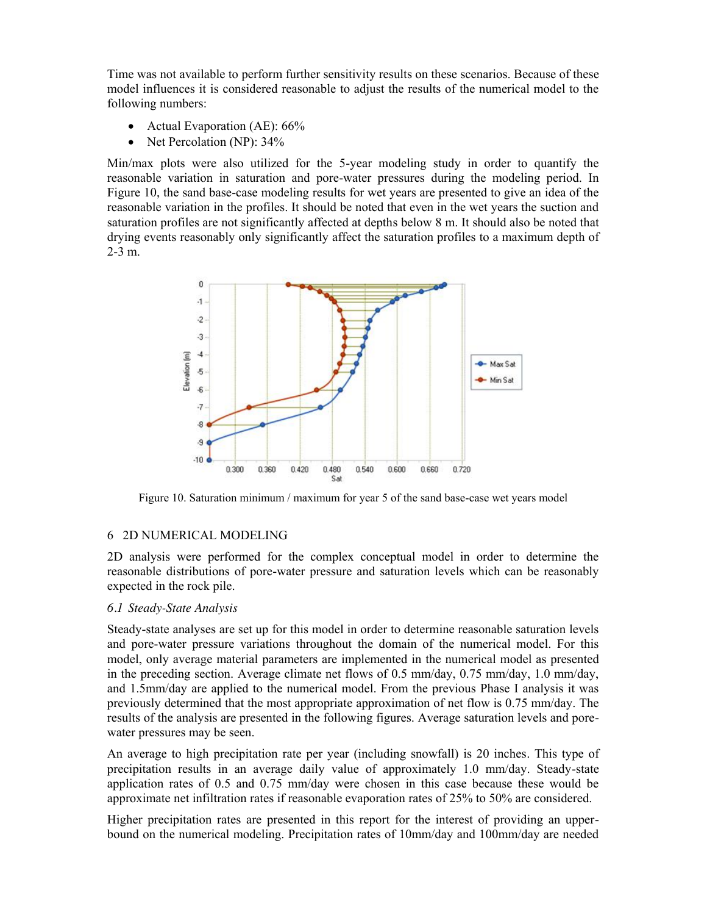Time was not available to perform further sensitivity results on these scenarios. Because of these model influences it is considered reasonable to adjust the results of the numerical model to the following numbers:

- Actual Evaporation (AE): 66%
- Net Percolation (NP): 34%

Min/max plots were also utilized for the 5-year modeling study in order to quantify the reasonable variation in saturation and pore-water pressures during the modeling period. In Figure 10, the sand base-case modeling results for wet years are presented to give an idea of the reasonable variation in the profiles. It should be noted that even in the wet years the suction and saturation profiles are not significantly affected at depths below 8 m. It should also be noted that drying events reasonably only significantly affect the saturation profiles to a maximum depth of 2-3 m.

Figure 10. Saturation minimum / maximum for year 5 of the sand base-case wet years model

## 6 2D NUMERICAL MODELING

2D analysis were performed for the complex conceptual model in order to determine the reasonable distributions of pore-water pressure and saturation levels which can be reasonably expected in the rock pile.

### *6.1 Steady-State Analysis*

Steady-state analyses are set up for this model in order to determine reasonable saturation levels and pore-water pressure variations throughout the domain of the numerical model. For this model, only average material parameters are implemented in the numerical model as presented in the preceding section. Average climate net flows of 0.5 mm/day, 0.75 mm/day, 1.0 mm/day, and 1.5mm/day are applied to the numerical model. From the previous Phase I analysis it was previously determined that the most appropriate approximation of net flow is 0.75 mm/day. The results of the analysis are presented in the following figures. Average saturation levels and pore-water pressures may be seen.

An average to high precipitation rate per year (including snowfall) is 20 inches. This type of precipitation results in an average daily value of approximately 1.0 mm/day. Steady-state application rates of 0.5 and 0.75 mm/day were chosen in this case because these would be approximate net infiltration rates if reasonable evaporation rates of 25% to 50% are considered.

Higher precipitation rates are presented in this report for the interest of providing an upper-bound on the numerical modeling. Precipitation rates of 10mm/day and 100mm/day are needed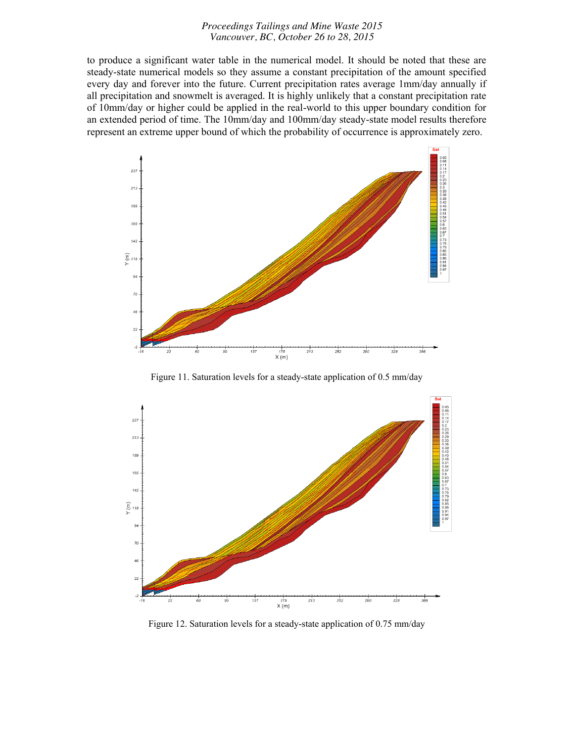to produce a significant water table in the numerical model. It should be noted that these are steady-state numerical models so they assume a constant precipitation of the amount specified every day and forever into the future. Current precipitation rates average 1mm/day annually if all precipitation and snowmelt is averaged. It is highly unlikely that a constant precipitation rate of 10mm/day or higher could be applied in the real-world to this upper boundary condition for an extended period of time. The 10mm/day and 100mm/day steady-state model results therefore represent an extreme upper bound of which the probability of occurrence is approximately zero.

Figure 11. Saturation levels for a steady-state application of 0.5 mm/day

Figure 12. Saturation levels for a steady-state application of 0.75 mm/day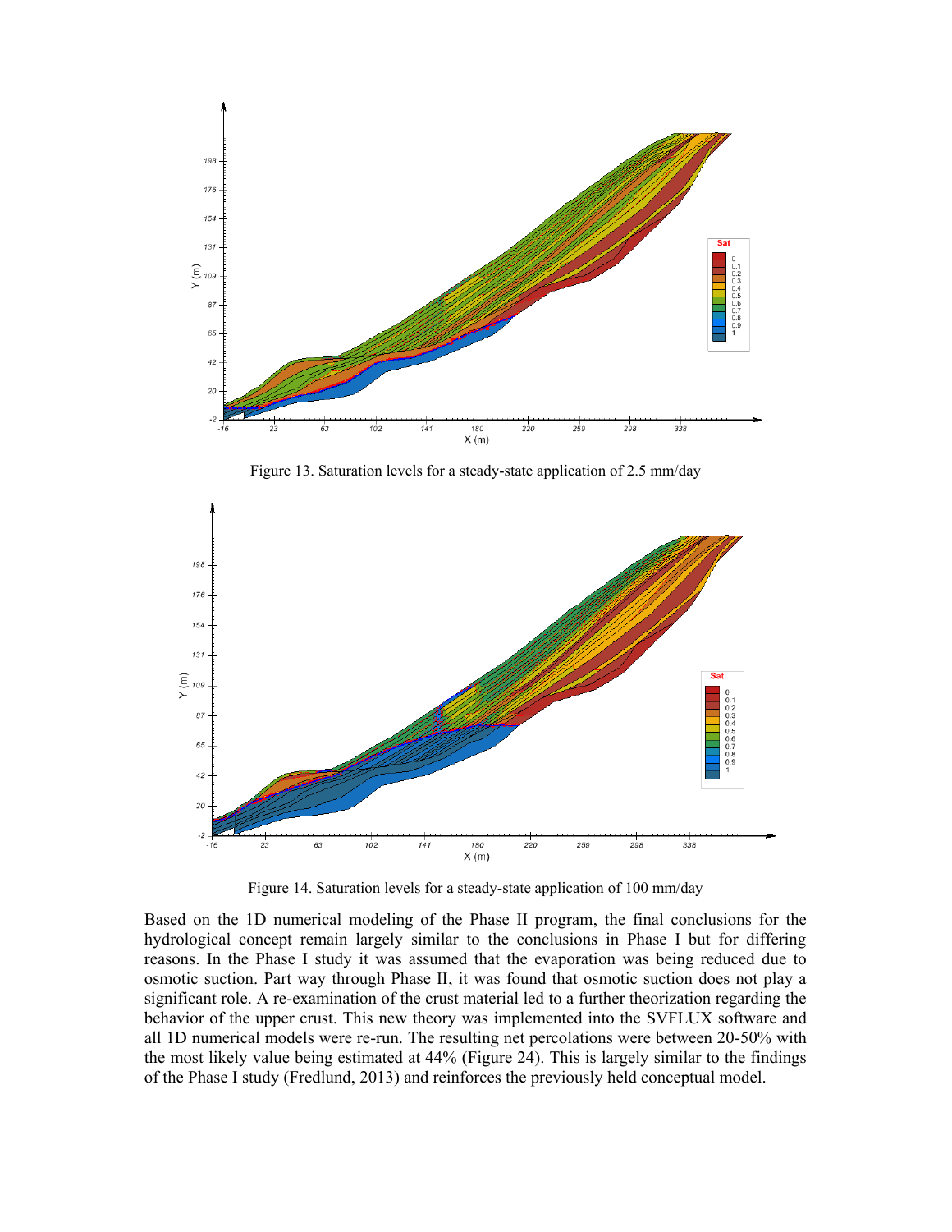Figure 13. Saturation levels for a steady-state application of 2.5 mm/day

Figure 14. Saturation levels for a steady-state application of 100 mm/day

Based on the 1D numerical modeling of the Phase II program, the final conclusions for the hydrological concept remain largely similar to the conclusions in Phase I but for differing reasons. In the Phase I study it was assumed that the evaporation was being reduced due to osmotic suction. Part way through Phase II, it was found that osmotic suction does not play a significant role. A re-examination of the crust material led to a further theorization regarding the behavior of the upper crust. This new theory was implemented into the SVFLUX software and all 1D numerical models were re-run. The resulting net percolations were between 20-50% with the most likely value being estimated at 44% (Figure 24). This is largely similar to the findings of the Phase I study (Fredlund, 2013) and reinforces the previously held conceptual model.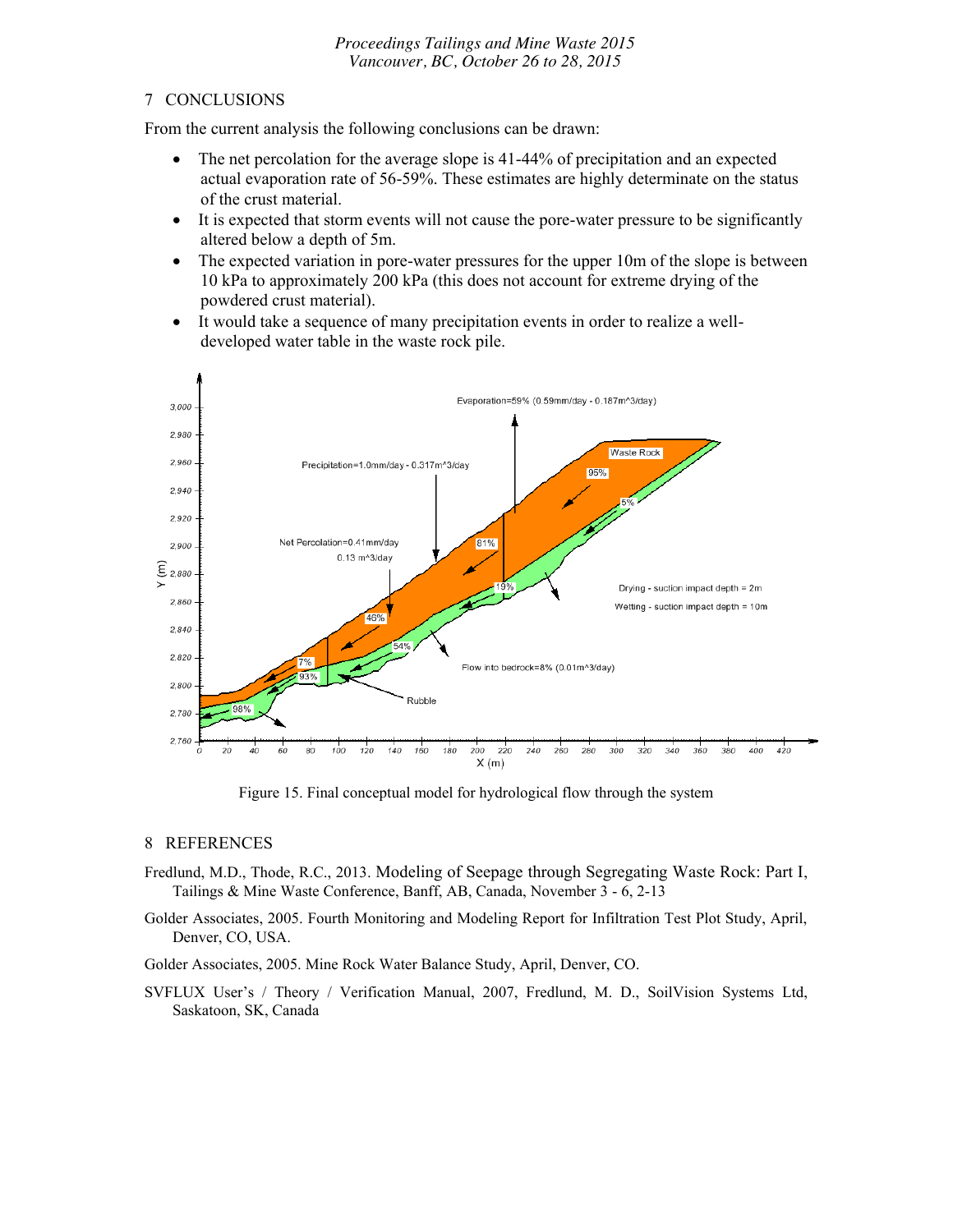## 7 CONCLUSIONS

From the current analysis the following conclusions can be drawn:

- The net percolation for the average slope is 41-44% of precipitation and an expected actual evaporation rate of 56-59%. These estimates are highly determinate on the status of the crust material.
- It is expected that storm events will not cause the pore-water pressure to be significantly altered below a depth of 5m.
- The expected variation in pore-water pressures for the upper 10m of the slope is between 10 kPa to approximately 200 kPa (this does not account for extreme drying of the powdered crust material).
- It would take a sequence of many precipitation events in order to realize a well-developed water table in the waste rock pile.

Evaporation=59% (0.59mm/day - 0.187m^3/day)

Precipitation=1.0mm/day - 0.317m^3/day

Net Percolation=0.41mm/day

0.13 m^3/day

Waste Rock

95%

5%

81%

19%

46%

54%

7%

93%

98%

Drying - suction impact depth = 2m

Wetting - suction impact depth = 10m

Flow into bedrock=8% (0.01m^3/day)

Rubble

Y (m)

X (m)

Figure 15. Final conceptual model for hydrological flow through the system

## 8 REFERENCES

Fredlund, M.D., Thode, R.C., 2013. Modeling of Seepage through Segregating Waste Rock: Part I, Tailings & Mine Waste Conference, Banff, AB, Canada, November 3 - 6, 2-13

Golder Associates, 2005. Fourth Monitoring and Modeling Report for Infiltration Test Plot Study, April, Denver, CO, USA.

Golder Associates, 2005. Mine Rock Water Balance Study, April, Denver, CO.

SVFLUX User's / Theory / Verification Manual, 2007, Fredlund, M. D., SoilVision Systems Ltd, Saskatoon, SK, Canada